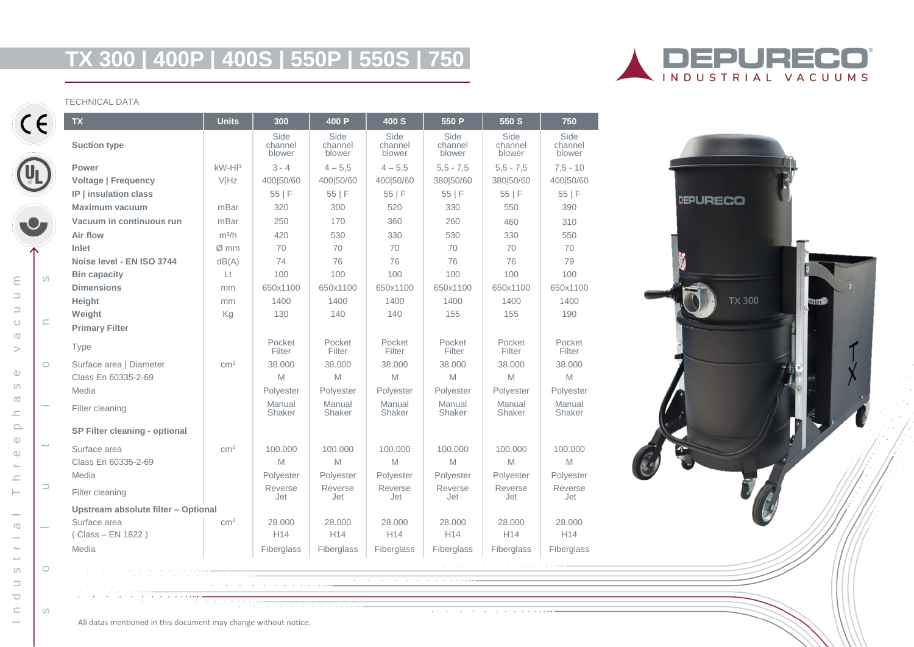# TX 300 | 400P | 400S | 550P | 550S | 750

TECHNICAL DATA

| TX | Units | 300 | 400 P | 400 S | 550 P | 550 S | 750 |
|---|---|---|---|---|---|---|---|
| **Suction type** | | Side channel blower | Side channel blower | Side channel blower | Side channel blower | Side channel blower | Side channel blower |
| **Power** | kW-HP | 3 - 4 | 4 – 5,5 | 4 – 5,5 | 5,5 - 7,5 | 5,5 - 7,5 | 7,5 - 10 |
| **Voltage \| Frequency** | V\|Hz | 400\|50/60 | 400\|50/60 | 400\|50/60 | 380\|50/60 | 380\|50/60 | 400\|50/60 |
| **IP \| insulation class** | | 55 \| F | 55 \| F | 55 \| F | 55 \| F | 55 \| F | 55 \| F |
| **Maximum vacuum** | mBar | 320 | 300 | 520 | 330 | 550 | 390 |
| **Vacuum in continuous run** | mBar | 250 | 170 | 360 | 260 | 460 | 310 |
| **Air flow** | m³/h | 420 | 530 | 330 | 530 | 330 | 550 |
| **Inlet** | Ø mm | 70 | 70 | 70 | 70 | 70 | 70 |
| **Noise level - EN ISO 3744** | dB(A) | 74 | 76 | 76 | 76 | 76 | 79 |
| **Bin capacity** | Lt | 100 | 100 | 100 | 100 | 100 | 100 |
| **Dimensions** | mm | 650x1100 | 650x1100 | 650x1100 | 650x1100 | 650x1100 | 650x1100 |
| **Height** | mm | 1400 | 1400 | 1400 | 1400 | 1400 | 1400 |
| **Weight** | Kg | 130 | 140 | 140 | 155 | 155 | 190 |
| **Primary Filter** | | | | | | | |
| Type | | Pocket Filter | Pocket Filter | Pocket Filter | Pocket Filter | Pocket Filter | Pocket Filter |
| Surface area \| Diameter | cm² | 38.000 | 38.000 | 38.000 | 38.000 | 38.000 | 38.000 |
| Class En 60335-2-69 | | M | M | M | M | M | M |
| Media | | Polyester | Polyester | Polyester | Polyester | Polyester | Polyester |
| Filter cleaning | | Manual Shaker | Manual Shaker | Manual Shaker | Manual Shaker | Manual Shaker | Manual Shaker |
| **SP Filter cleaning - optional** | | | | | | | |
| Surface area | cm² | 100.000 | 100.000 | 100.000 | 100.000 | 100.000 | 100.000 |
| Class En 60335-2-69 | | M | M | M | M | M | M |
| Media | | Polyester | Polyester | Polyester | Polyester | Polyester | Polyester |
| Filter cleaning | | Reverse Jet | Reverse Jet | Reverse Jet | Reverse Jet | Reverse Jet | Reverse Jet |
| **Upstream absolute filter – Optional** | | | | | | | |
| Surface area | cm² | 28.000 | 28.000 | 28.000 | 28.000 | 28.000 | 28.000 |
| ( Class – EN 1822 ) | | H14 | H14 | H14 | H14 | H14 | H14 |
| Media | | Fiberglass | Fiberglass | Fiberglass | Fiberglass | Fiberglass | Fiberglass |

All datas mentioned in this document may change without notice.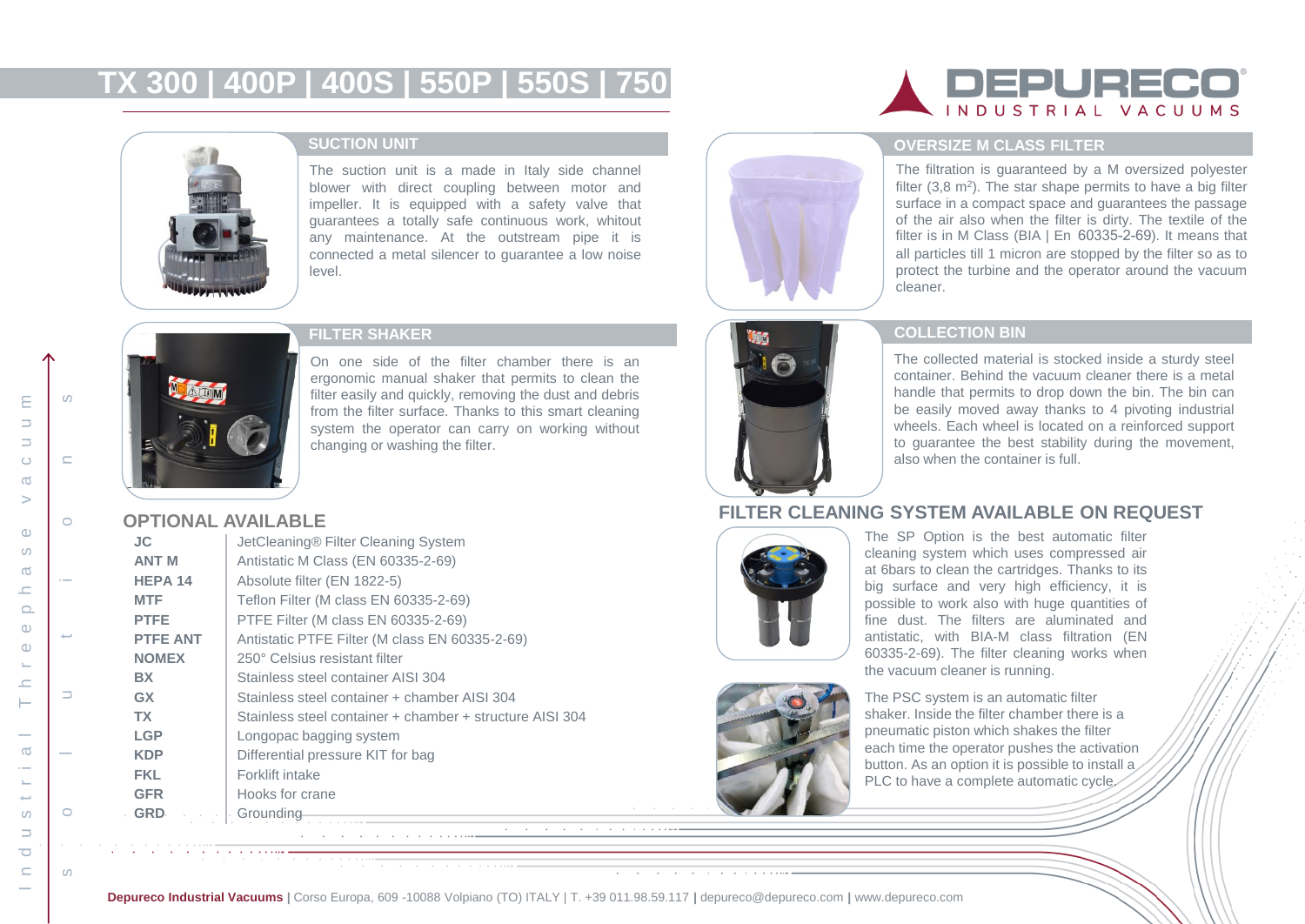# TX 300 | 400P | 400S | 550P | 550S | 750

DEPURECO INDUSTRIAL VACUUMS

## SUCTION UNIT

The suction unit is a made in Italy side channel blower with direct coupling between motor and impeller. It is equipped with a safety valve that guarantees a totally safe continuous work, whitout any maintenance. At the outstream pipe it is connected a metal silencer to guarantee a low noise level.

## FILTER SHAKER

On one side of the filter chamber there is an ergonomic manual shaker that permits to clean the filter easily and quickly, removing the dust and debris from the filter surface. Thanks to this smart cleaning system the operator can carry on working without changing or washing the filter.

## OPTIONAL AVAILABLE

| | |
|---|---|
| **JC** | JetCleaning® Filter Cleaning System |
| **ANT M** | Antistatic M Class (EN 60335-2-69) |
| **HEPA 14** | Absolute filter (EN 1822-5) |
| **MTF** | Teflon Filter (M class EN 60335-2-69) |
| **PTFE** | PTFE Filter (M class EN 60335-2-69) |
| **PTFE ANT** | Antistatic PTFE Filter (M class EN 60335-2-69) |
| **NOMEX** | 250° Celsius resistant filter |
| **BX** | Stainless steel container AISI 304 |
| **GX** | Stainless steel container + chamber AISI 304 |
| **TX** | Stainless steel container + chamber + structure AISI 304 |
| **LGP** | Longopac bagging system |
| **KDP** | Differential pressure KIT for bag |
| **FKL** | Forklift intake |
| **GFR** | Hooks for crane |
| **GRD** | Grounding |

## OVERSIZE M CLASS FILTER

The filtration is guaranteed by a M oversized polyester filter (3,8 m$^2$). The star shape permits to have a big filter surface in a compact space and guarantees the passage of the air also when the filter is dirty. The textile of the filter is in M Class (BIA | En 60335-2-69). It means that all particles till 1 micron are stopped by the filter so as to protect the turbine and the operator around the vacuum cleaner.

## COLLECTION BIN

The collected material is stocked inside a sturdy steel container. Behind the vacuum cleaner there is a metal handle that permits to drop down the bin. The bin can be easily moved away thanks to 4 pivoting industrial wheels. Each wheel is located on a reinforced support to guarantee the best stability during the movement, also when the container is full.

## FILTER CLEANING SYSTEM AVAILABLE ON REQUEST

The SP Option is the best automatic filter cleaning system which uses compressed air at 6bars to clean the cartridges. Thanks to its big surface and very high efficiency, it is possible to work also with huge quantities of fine dust. The filters are aluminated and antistatic, with BIA-M class filtration (EN 60335-2-69). The filter cleaning works when the vacuum cleaner is running.

The PSC system is an automatic filter shaker. Inside the filter chamber there is a pneumatic piston which shakes the filter each time the operator pushes the activation button. As an option it is possible to install a PLC to have a complete automatic cycle.

Industrial Threephase vacuums

Solutions

**Depureco Industrial Vacuums** | Corso Europa, 609 -10088 Volpiano (TO) ITALY | T. +39 011.98.59.117 | depureco@depureco.com | www.depureco.com